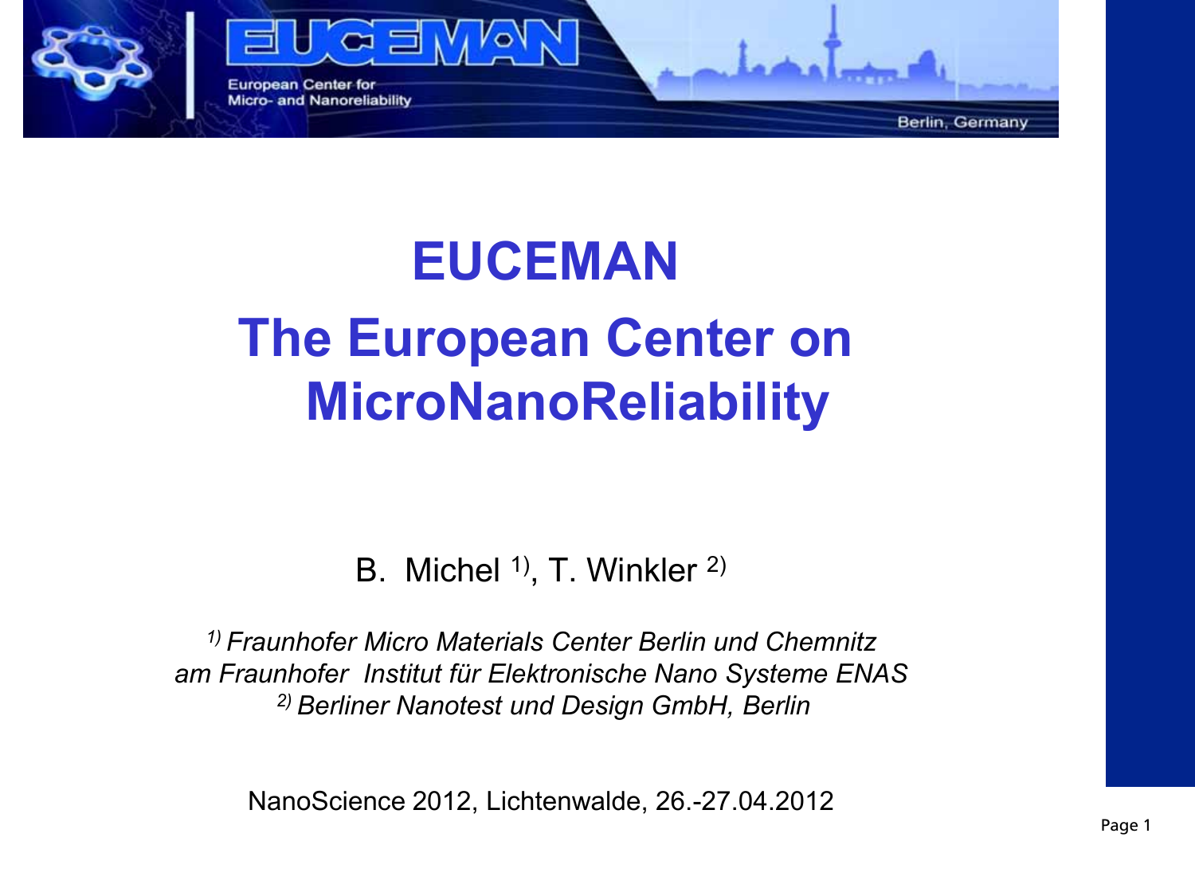# EUCEMAN

# The European Center on MicroNanoReliability

B. Michel [1)], T. Winkler [2)]

*[1)] Fraunhofer Micro Materials Center Berlin und Chemnitz am Fraunhofer Institut für Elektronische Nano Systeme ENAS*
*[2)] Berliner Nanotest und Design GmbH, Berlin*

NanoScience 2012, Lichtenwalde, 26.-27.04.2012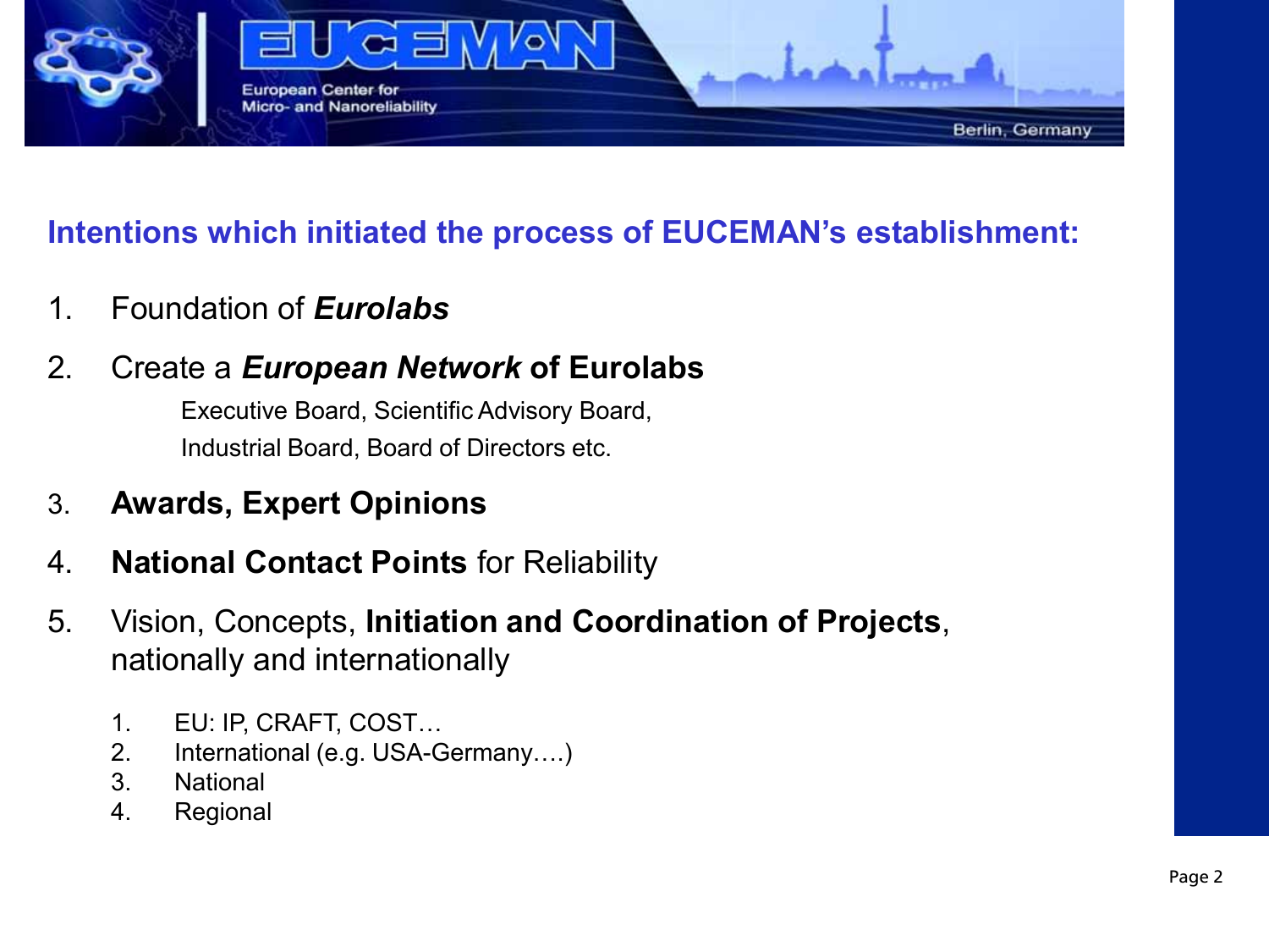## Intentions which initiated the process of EUCEMAN's establishment:

1. Foundation of ***Eurolabs***
2. Create a ***European Network* of Eurolabs**
   
   Executive Board, Scientific Advisory Board,
   Industrial Board, Board of Directors etc.
3. **Awards, Expert Opinions**
4. **National Contact Points** for Reliability
5. Vision, Concepts, **Initiation and Coordination of Projects**, nationally and internationally
   1. EU: IP, CRAFT, COST…
   2. International (e.g. USA-Germany….)
   3. National
   4. Regional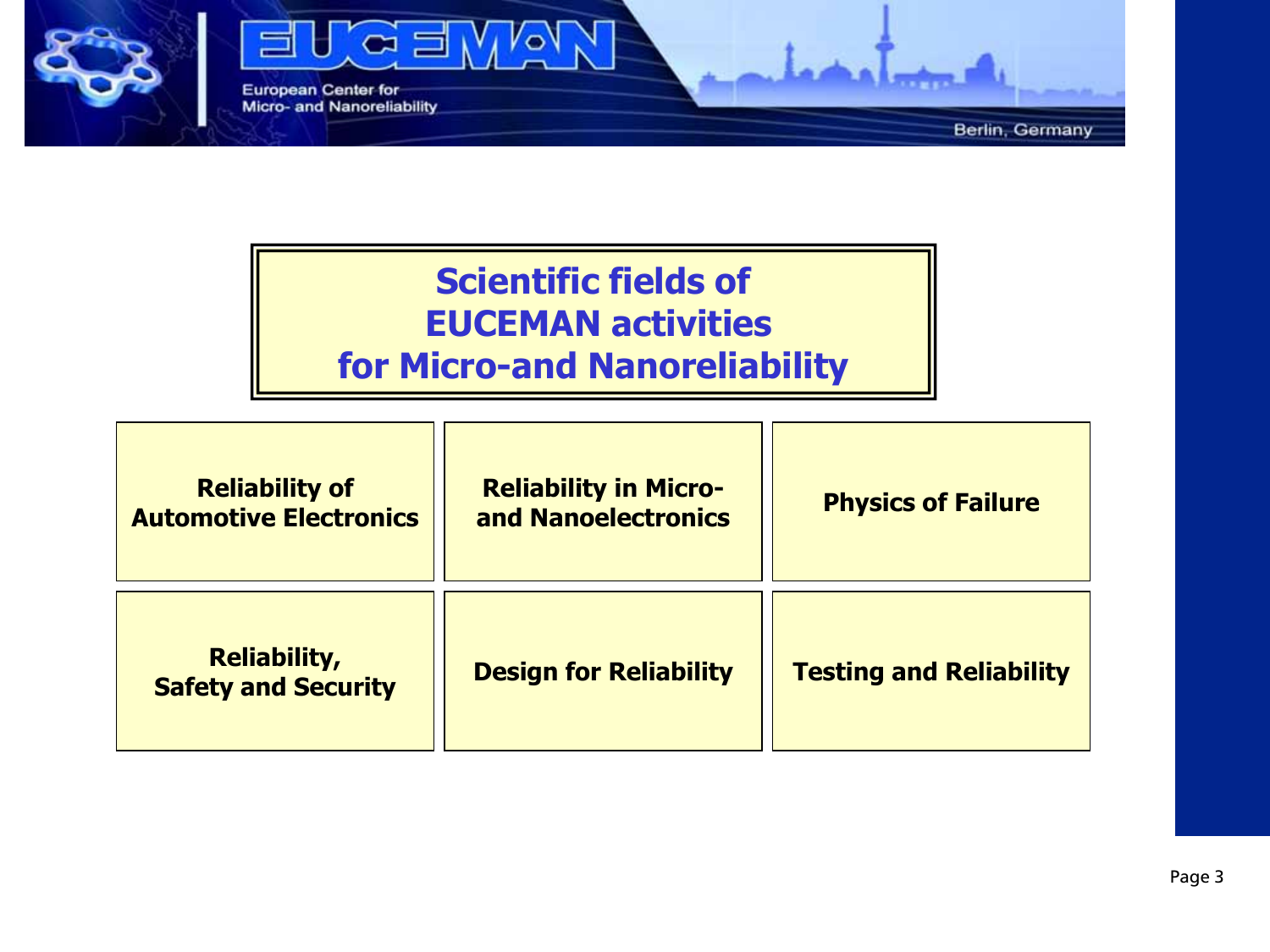# Scientific fields of EUCEMAN activities for Micro-and Nanoreliability

| | | |
|---|---|---|
| **Reliability of Automotive Electronics** | **Reliability in Micro- and Nanoelectronics** | **Physics of Failure** |
| **Reliability, Safety and Security** | **Design for Reliability** | **Testing and Reliability** |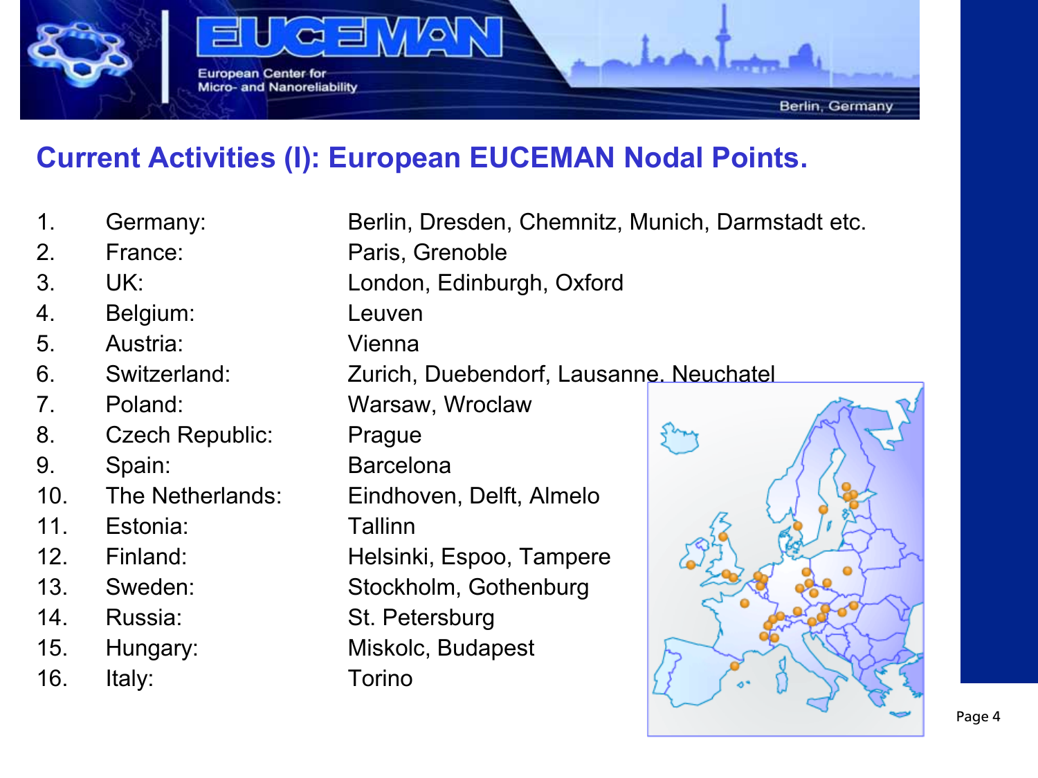## Current Activities (I): European EUCEMAN Nodal Points.

1. Germany: Berlin, Dresden, Chemnitz, Munich, Darmstadt etc.
2. France: Paris, Grenoble
3. UK: London, Edinburgh, Oxford
4. Belgium: Leuven
5. Austria: Vienna
6. Switzerland: Zurich, Duebendorf, Lausanne, Neuchatel
7. Poland: Warsaw, Wroclaw
8. Czech Republic: Prague
9. Spain: Barcelona
10. The Netherlands: Eindhoven, Delft, Almelo
11. Estonia: Tallinn
12. Finland: Helsinki, Espoo, Tampere
13. Sweden: Stockholm, Gothenburg
14. Russia: St. Petersburg
15. Hungary: Miskolc, Budapest
16. Italy: Torino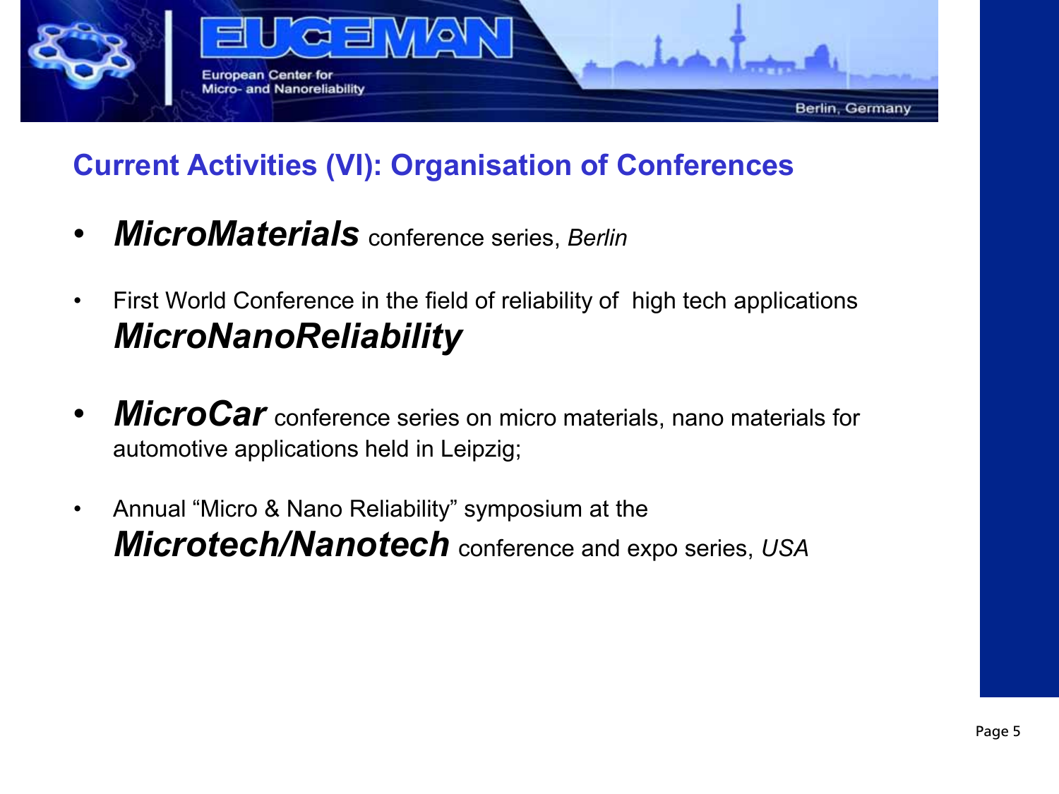## Current Activities (VI): Organisation of Conferences

- ***MicroMaterials*** conference series, *Berlin*
- First World Conference in the field of reliability of high tech applications ***MicroNanoReliability***
- ***MicroCar*** conference series on micro materials, nano materials for automotive applications held in Leipzig;
- Annual "Micro & Nano Reliability" symposium at the ***Microtech/Nanotech*** conference and expo series, *USA*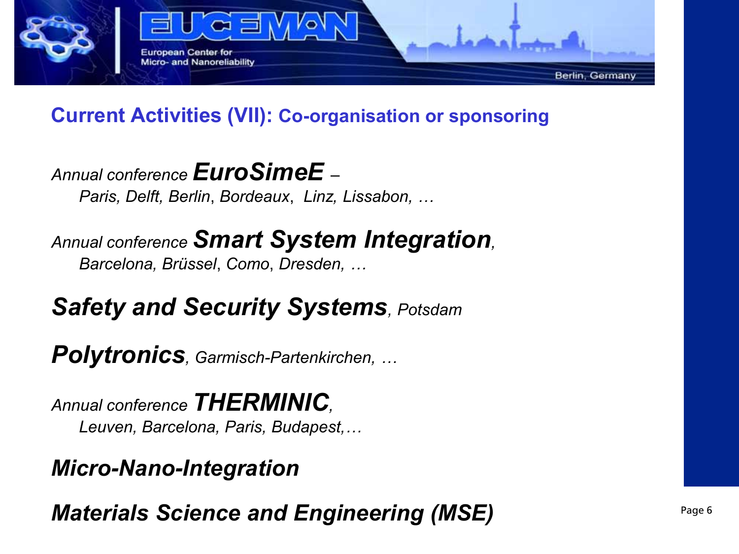## Current Activities (VII): Co-organisation or sponsoring

*Annual conference* ***EuroSimeE*** *–*
*Paris, Delft, Berlin, Bordeaux, Linz, Lissabon, …*

*Annual conference* ***Smart System Integration****,*
*Barcelona, Brüssel, Como, Dresden, …*

***Safety and Security Systems****, Potsdam*

***Polytronics****, Garmisch-Partenkirchen, …*

*Annual conference* ***THERMINIC****,*
*Leuven, Barcelona, Paris, Budapest,…*

***Micro-Nano-Integration***

***Materials Science and Engineering (MSE)***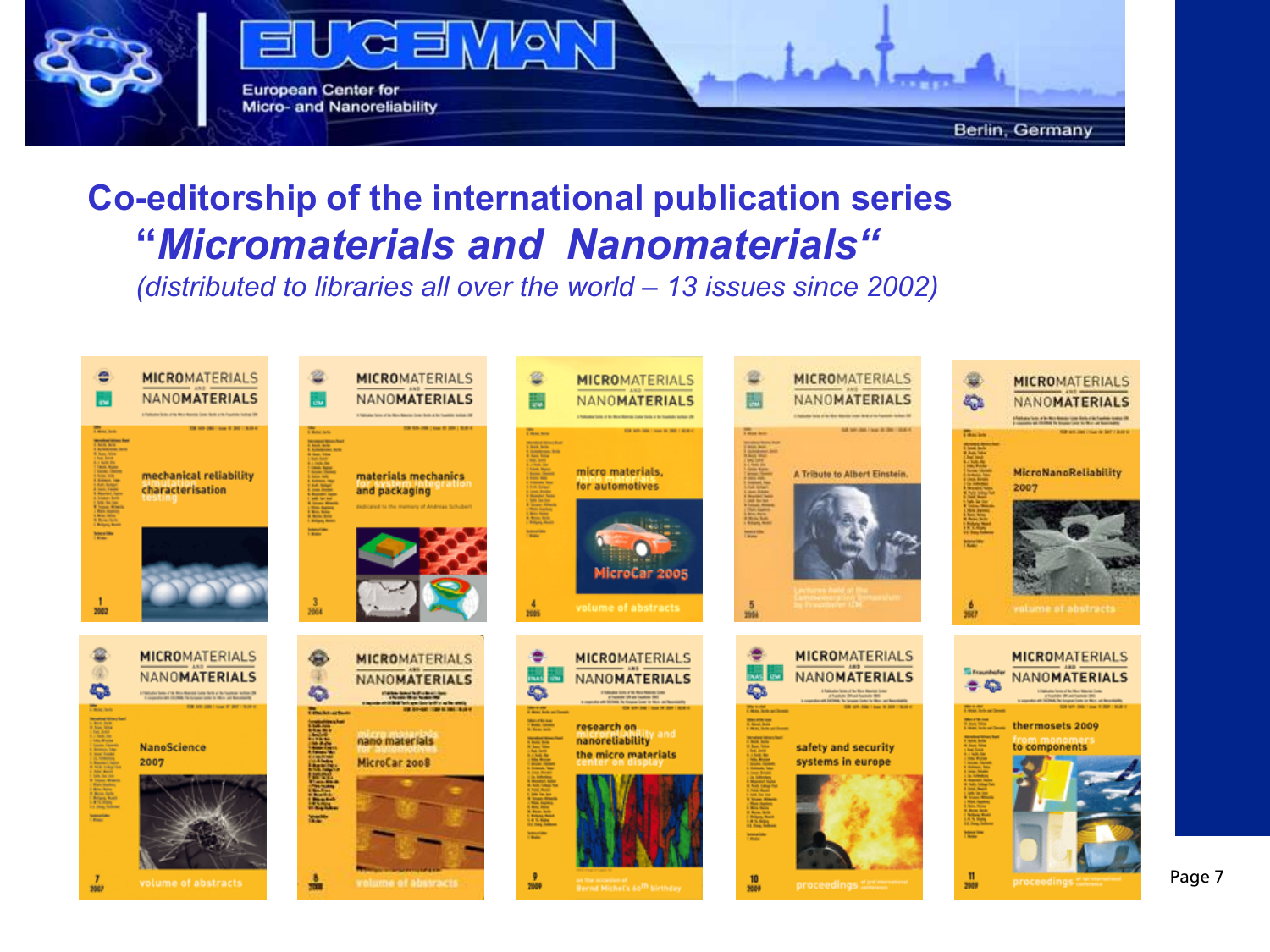## Co-editorship of the international publication series

## *“Micromaterials and Nanomaterials“*

*(distributed to libraries all over the world – 13 issues since 2002)*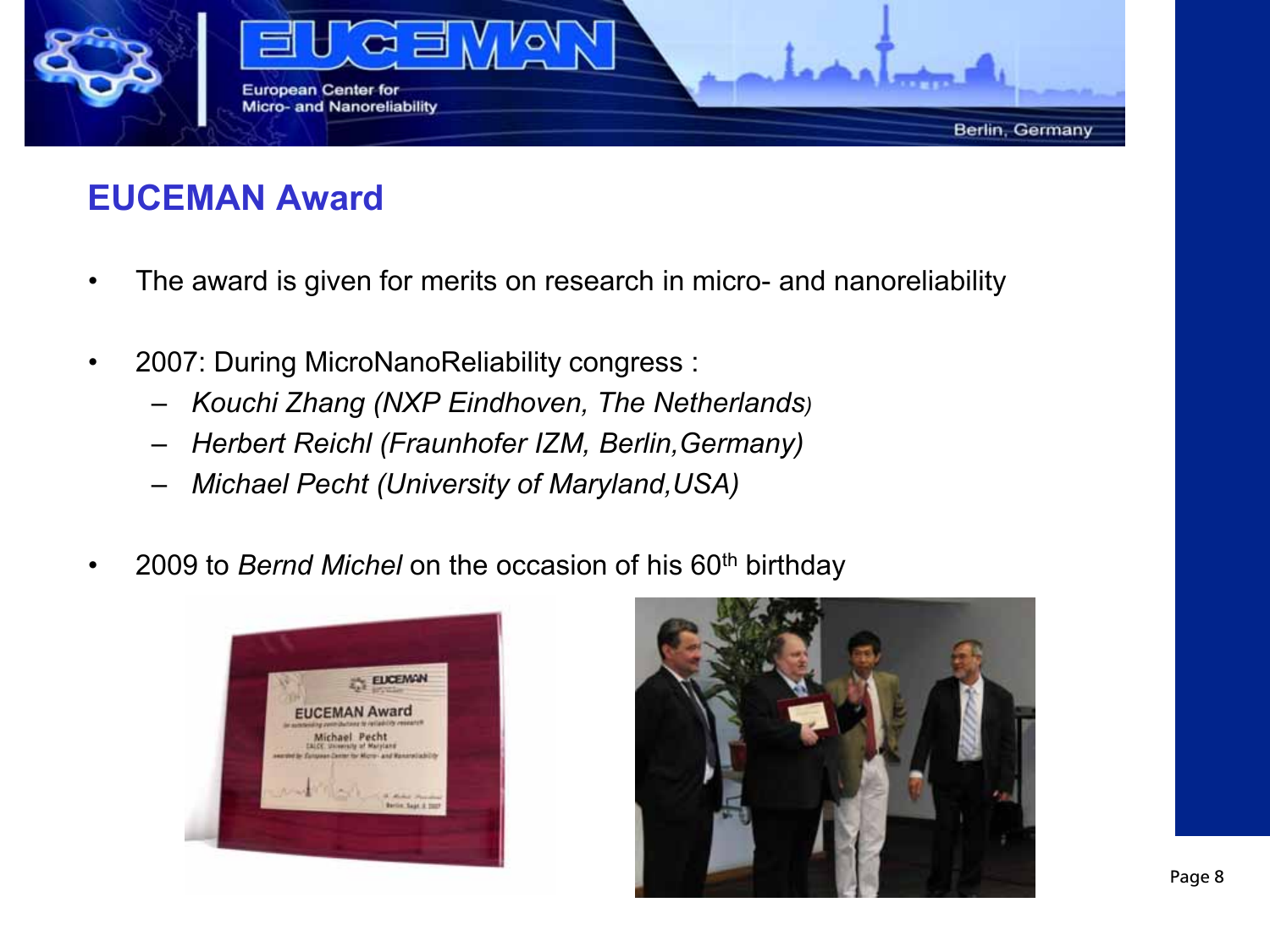## EUCEMAN Award

- The award is given for merits on research in micro- and nanoreliability
- 2007: During MicroNanoReliability congress :
  - *Kouchi Zhang (NXP Eindhoven, The Netherlands)*
  - *Herbert Reichl (Fraunhofer IZM, Berlin,Germany)*
  - *Michael Pecht (University of Maryland,USA)*
- 2009 to *Bernd Michel* on the occasion of his 60th birthday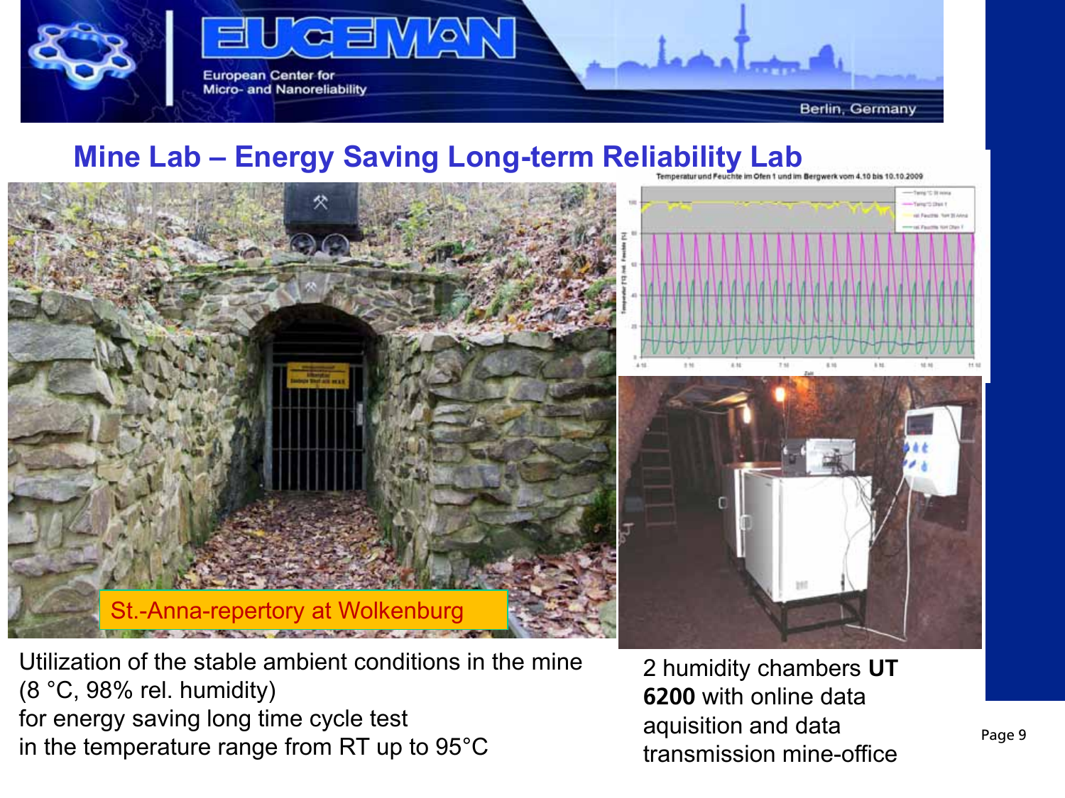# Mine Lab – Energy Saving Long-term Reliability Lab

St.-Anna-repertory at Wolkenburg

Utilization of the stable ambient conditions in the mine (8 °C, 98% rel. humidity) for energy saving long time cycle test in the temperature range from RT up to 95°C

2 humidity chambers **UT 6200** with online data aquisition and data transmission mine-office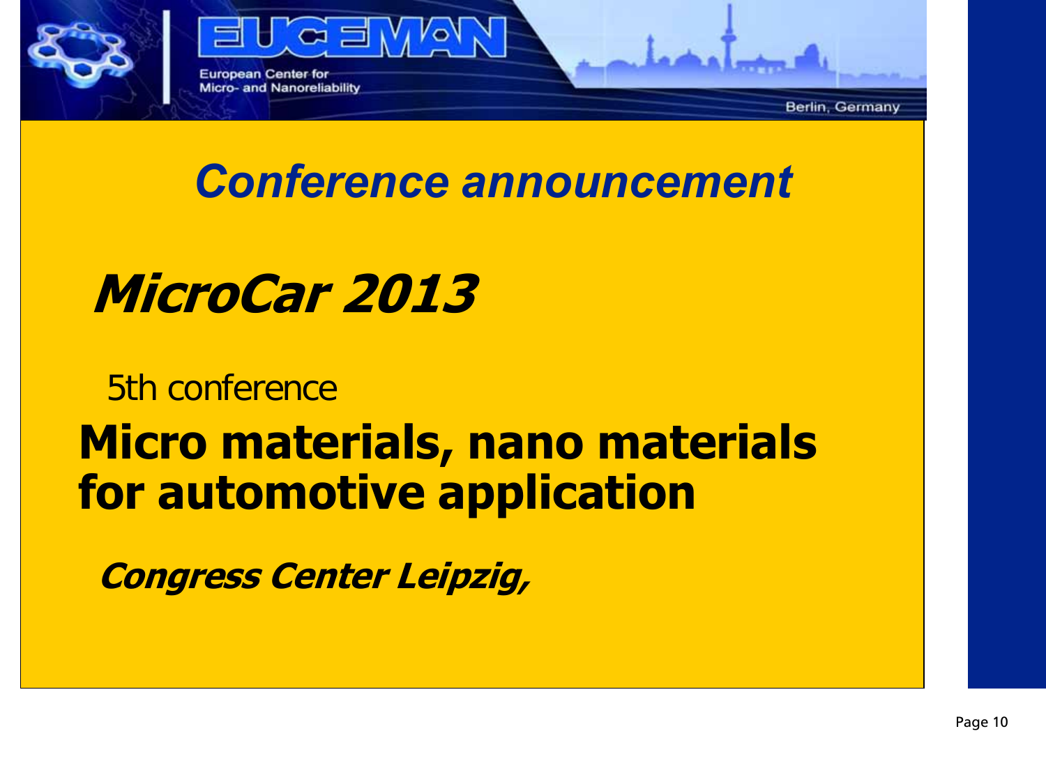## Conference announcement

# MicroCar 2013

5th conference

**Micro materials, nano materials for automotive application**

***Congress Center Leipzig,***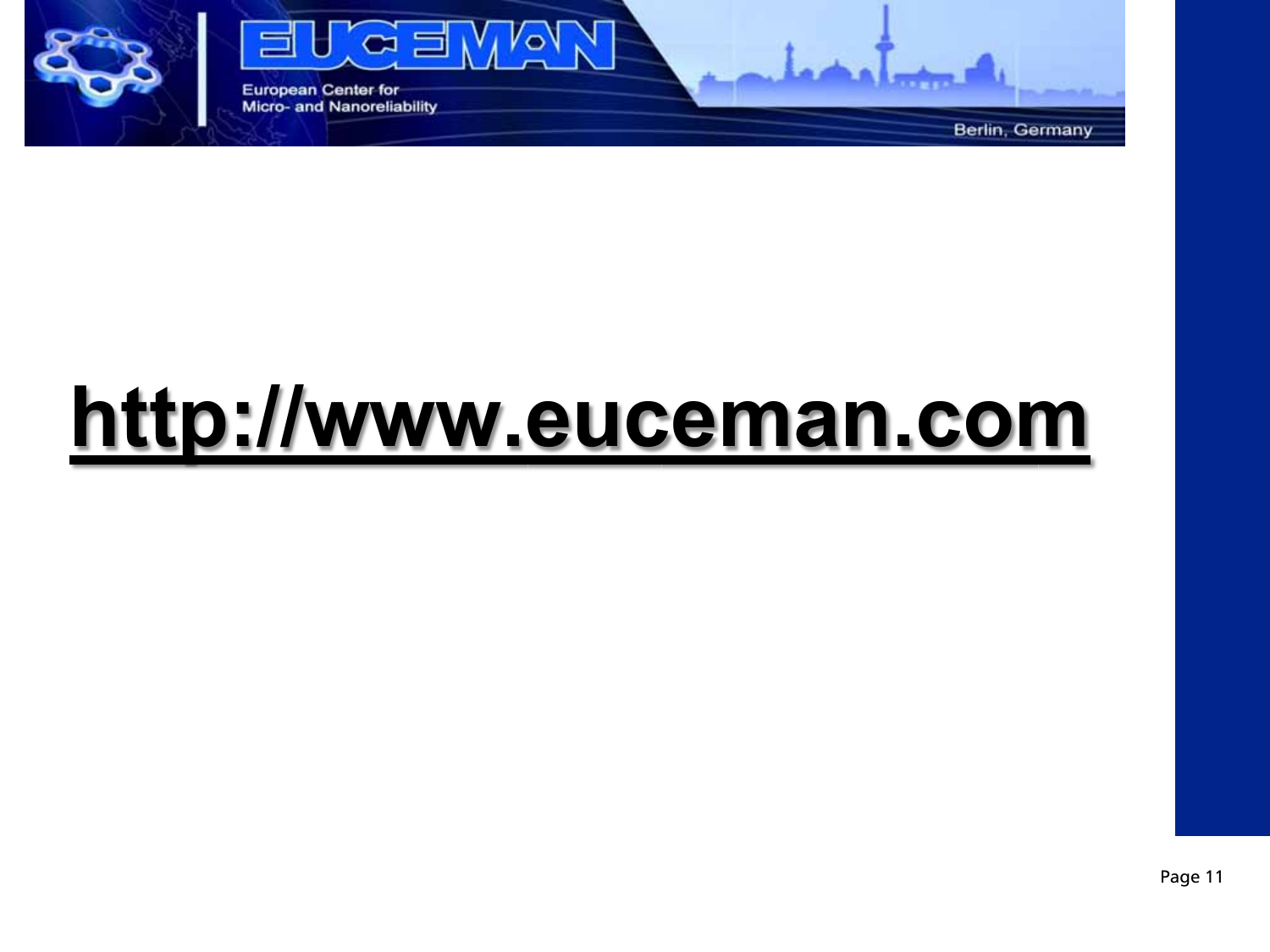EUCEMAN

European Center for Micro- and Nanoreliability

Berlin, Germany

# http://www.euceman.com